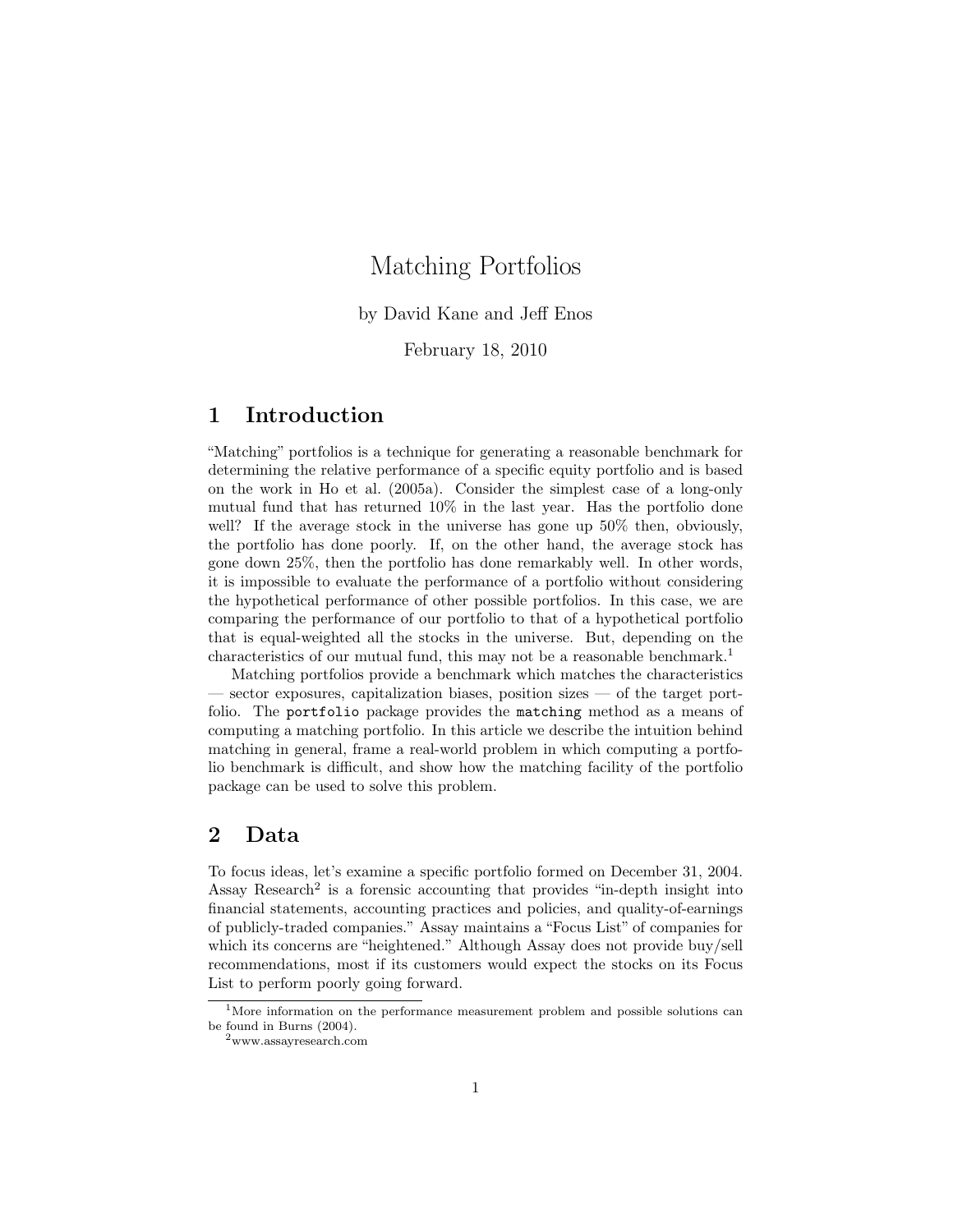# Matching Portfolios

by David Kane and Jeff Enos

February 18, 2010

## 1 Introduction

"Matching" portfolios is a technique for generating a reasonable benchmark for determining the relative performance of a specific equity portfolio and is based on the work in Ho et al. (2005a). Consider the simplest case of a long-only mutual fund that has returned 10% in the last year. Has the portfolio done well? If the average stock in the universe has gone up 50% then, obviously, the portfolio has done poorly. If, on the other hand, the average stock has gone down 25%, then the portfolio has done remarkably well. In other words, it is impossible to evaluate the performance of a portfolio without considering the hypothetical performance of other possible portfolios. In this case, we are comparing the performance of our portfolio to that of a hypothetical portfolio that is equal-weighted all the stocks in the universe. But, depending on the characteristics of our mutual fund, this may not be a reasonable benchmark.[1]

Matching portfolios provide a benchmark which matches the characteristics — sector exposures, capitalization biases, position sizes — of the target portfolio. The `portfolio` package provides the `matching` method as a means of computing a matching portfolio. In this article we describe the intuition behind matching in general, frame a real-world problem in which computing a portfolio benchmark is difficult, and show how the matching facility of the portfolio package can be used to solve this problem.

## 2 Data

To focus ideas, let's examine a specific portfolio formed on December 31, 2004. Assay Research[2] is a forensic accounting that provides "in-depth insight into financial statements, accounting practices and policies, and quality-of-earnings of publicly-traded companies." Assay maintains a "Focus List" of companies for which its concerns are "heightened." Although Assay does not provide buy/sell recommendations, most if its customers would expect the stocks on its Focus List to perform poorly going forward.

[1] More information on the performance measurement problem and possible solutions can be found in Burns (2004).

[2] www.assayresearch.com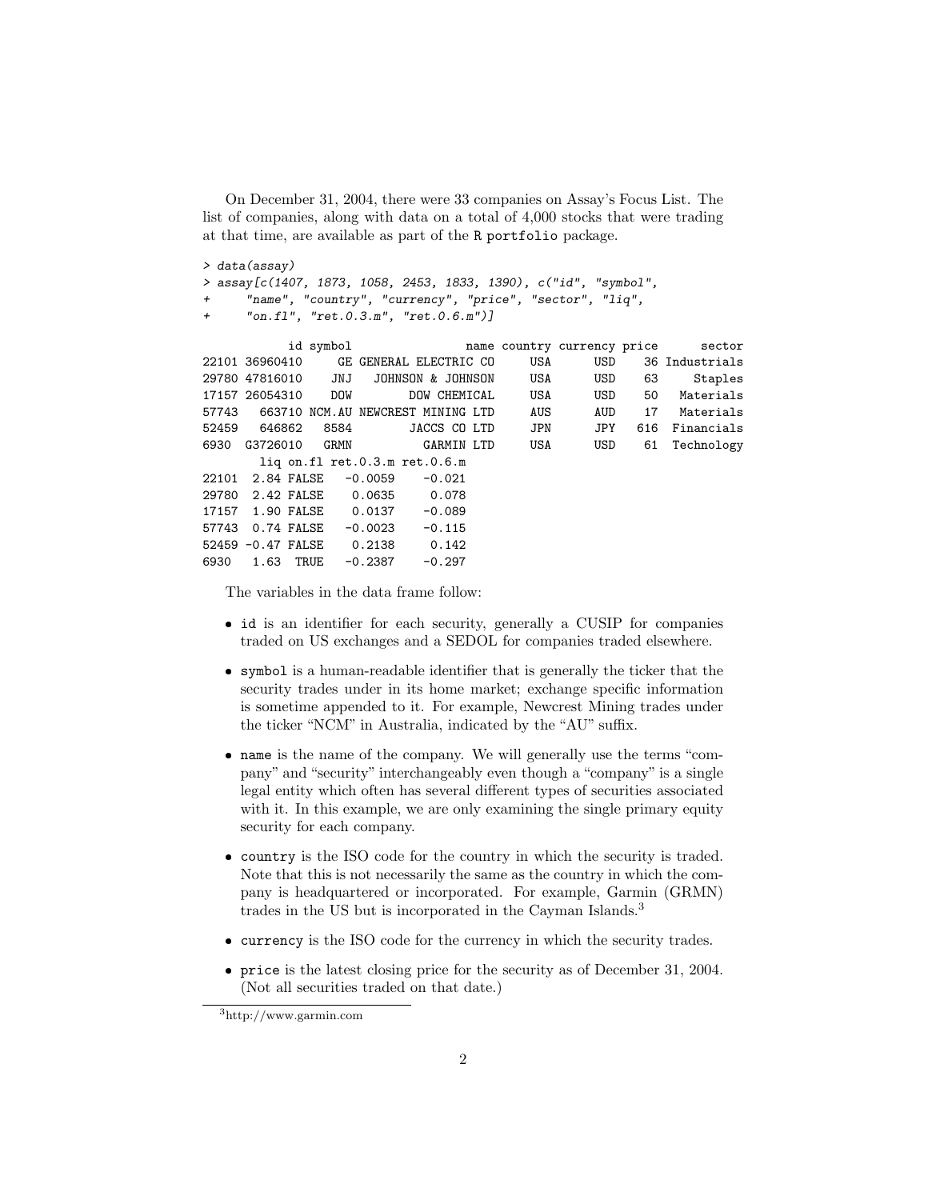On December 31, 2004, there were 33 companies on Assay's Focus List. The list of companies, along with data on a total of 4,000 stocks that were trading at that time, are available as part of the R portfolio package.

```
> data(assay)
> assay[c(1407, 1873, 1058, 2453, 1833, 1390), c("id", "symbol",
+     "name", "country", "currency", "price", "sector", "liq",
+     "on.fl", "ret.0.3.m", "ret.0.6.m")]

            id symbol                 name country currency price      sector
22101 36960410     GE GENERAL ELECTRIC CO     USA      USD    36 Industrials
29780 47816010    JNJ   JOHNSON & JOHNSON     USA      USD    63     Staples
17157 26054310    DOW        DOW CHEMICAL     USA      USD    50   Materials
57743   663710 NCM.AU NEWCREST MINING LTD     AUS      AUD    17   Materials
52459   646862   8584        JACCS CO LTD     JPN      JPY   616  Financials
6930  G3726010   GRMN          GARMIN LTD     USA      USD    61  Technology
        liq on.fl ret.0.3.m ret.0.6.m
22101  2.84 FALSE   -0.0059    -0.021
29780  2.42 FALSE    0.0635     0.078
17157  1.90 FALSE    0.0137    -0.089
57743  0.74 FALSE   -0.0023    -0.115
52459 -0.47 FALSE    0.2138     0.142
6930   1.63  TRUE   -0.2387    -0.297
```

The variables in the data frame follow:

- `id` is an identifier for each security, generally a CUSIP for companies traded on US exchanges and a SEDOL for companies traded elsewhere.
- `symbol` is a human-readable identifier that is generally the ticker that the security trades under in its home market; exchange specific information is sometime appended to it. For example, Newcrest Mining trades under the ticker "NCM" in Australia, indicated by the "AU" suffix.
- `name` is the name of the company. We will generally use the terms "company" and "security" interchangeably even though a "company" is a single legal entity which often has several different types of securities associated with it. In this example, we are only examining the single primary equity security for each company.
- `country` is the ISO code for the country in which the security is traded. Note that this is not necessarily the same as the country in which the company is headquartered or incorporated. For example, Garmin (GRMN) trades in the US but is incorporated in the Cayman Islands.[3]
- `currency` is the ISO code for the currency in which the security trades.
- `price` is the latest closing price for the security as of December 31, 2004. (Not all securities traded on that date.)

[3] http://www.garmin.com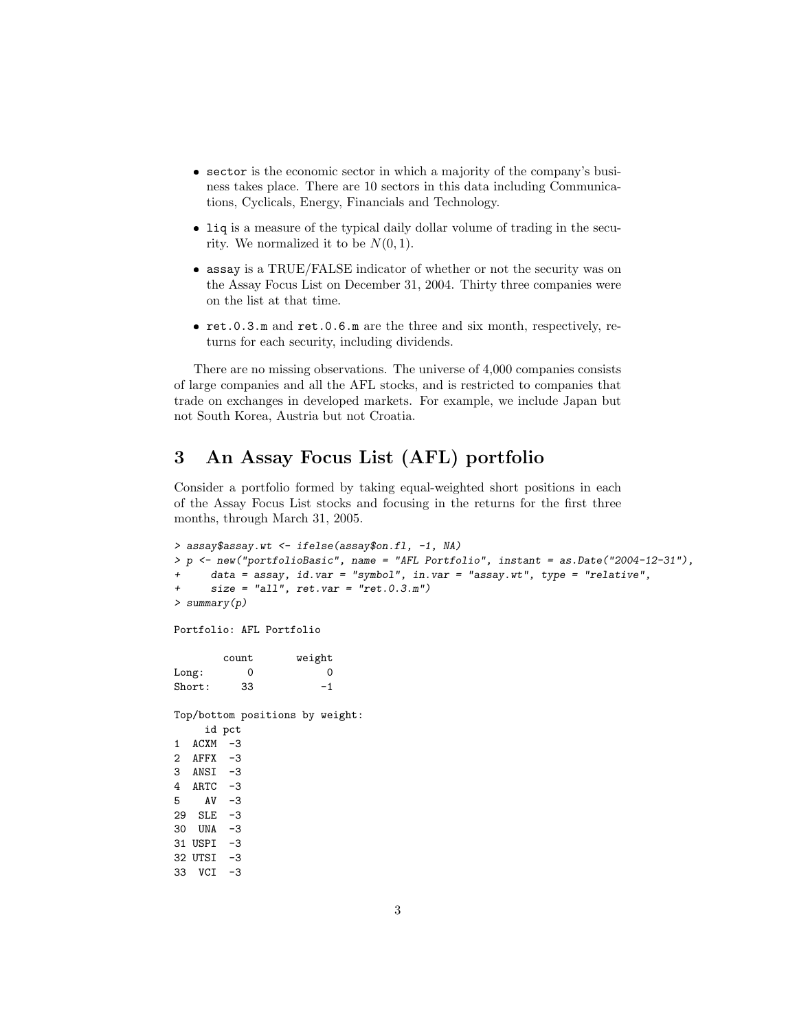- `sector` is the economic sector in which a majority of the company's business takes place. There are 10 sectors in this data including Communications, Cyclicals, Energy, Financials and Technology.
- `liq` is a measure of the typical daily dollar volume of trading in the security. We normalized it to be $N(0, 1)$.
- `assay` is a TRUE/FALSE indicator of whether or not the security was on the Assay Focus List on December 31, 2004. Thirty three companies were on the list at that time.
- `ret.0.3.m` and `ret.0.6.m` are the three and six month, respectively, returns for each security, including dividends.

There are no missing observations. The universe of 4,000 companies consists of large companies and all the AFL stocks, and is restricted to companies that trade on exchanges in developed markets. For example, we include Japan but not South Korea, Austria but not Croatia.

## 3 An Assay Focus List (AFL) portfolio

Consider a portfolio formed by taking equal-weighted short positions in each of the Assay Focus List stocks and focusing in the returns for the first three months, through March 31, 2005.

```
> assay$assay.wt <- ifelse(assay$on.fl, -1, NA)
> p <- new("portfolioBasic", name = "AFL Portfolio", instant = as.Date("2004-12-31"),
+     data = assay, id.var = "symbol", in.var = "assay.wt", type = "relative",
+     size = "all", ret.var = "ret.0.3.m")
> summary(p)

Portfolio: AFL Portfolio

       count      weight
Long:      0           0
Short:    33          -1

Top/bottom positions by weight:
     id pct
1  ACXM  -3
2  AFFX  -3
3  ANSI  -3
4  ARTC  -3
5    AV  -3
29  SLE  -3
30  UNA  -3
31 USPI  -3
32 UTSI  -3
33  VCI  -3
```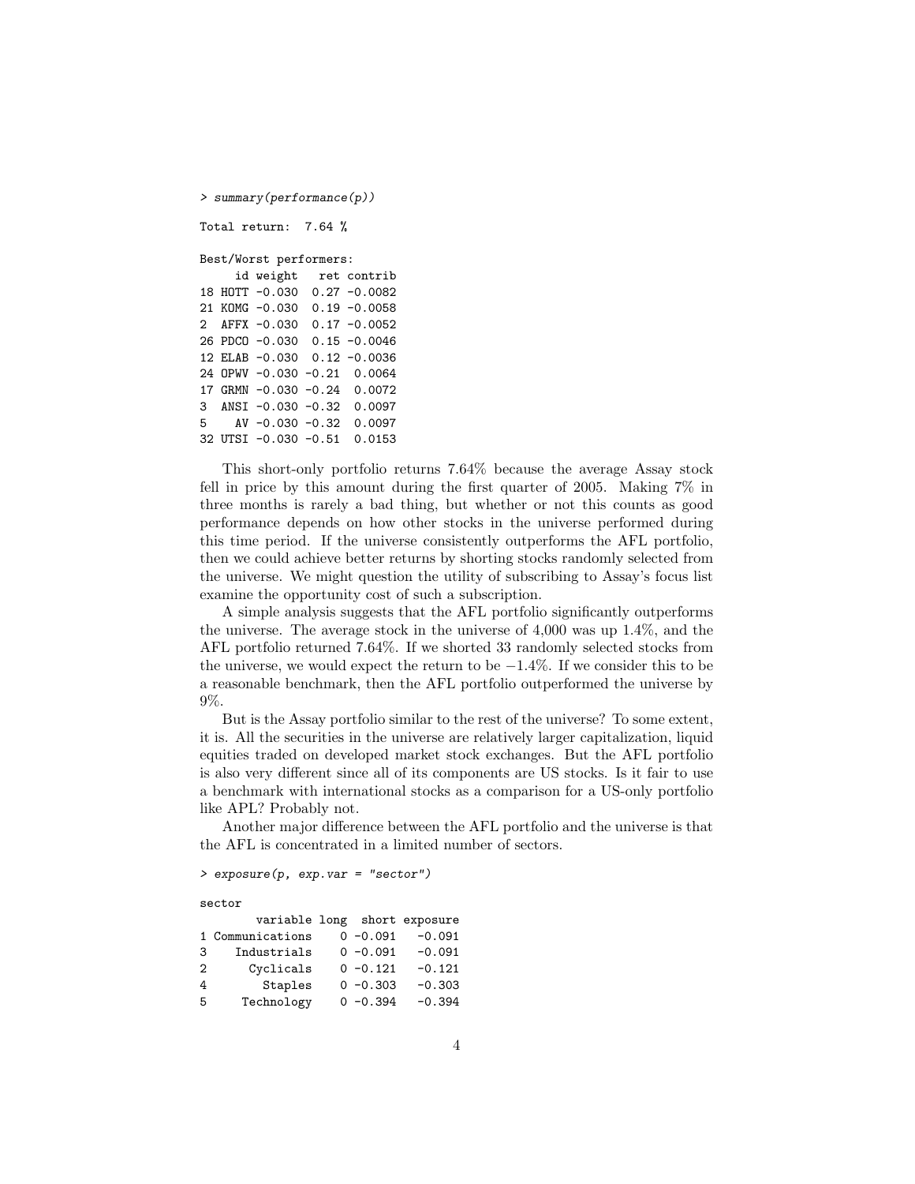```
> summary(performance(p))

Total return:  7.64 %

Best/Worst performers:
     id weight   ret contrib
18 HOTT -0.030  0.27 -0.0082
21 KOMG -0.030  0.19 -0.0058
2  AFFX -0.030  0.17 -0.0052
26 PDCO -0.030  0.15 -0.0046
12 ELAB -0.030  0.12 -0.0036
24 OPWV -0.030 -0.21  0.0064
17 GRMN -0.030 -0.24  0.0072
3  ANSI -0.030 -0.32  0.0097
5    AV -0.030 -0.32  0.0097
32 UTSI -0.030 -0.51  0.0153
```

This short-only portfolio returns 7.64% because the average Assay stock fell in price by this amount during the first quarter of 2005. Making 7% in three months is rarely a bad thing, but whether or not this counts as good performance depends on how other stocks in the universe performed during this time period. If the universe consistently outperforms the AFL portfolio, then we could achieve better returns by shorting stocks randomly selected from the universe. We might question the utility of subscribing to Assay's focus list examine the opportunity cost of such a subscription.

A simple analysis suggests that the AFL portfolio significantly outperforms the universe. The average stock in the universe of 4,000 was up 1.4%, and the AFL portfolio returned 7.64%. If we shorted 33 randomly selected stocks from the universe, we would expect the return to be $-1.4\%$. If we consider this to be a reasonable benchmark, then the AFL portfolio outperformed the universe by 9%.

But is the Assay portfolio similar to the rest of the universe? To some extent, it is. All the securities in the universe are relatively larger capitalization, liquid equities traded on developed market stock exchanges. But the AFL portfolio is also very different since all of its components are US stocks. Is it fair to use a benchmark with international stocks as a comparison for a US-only portfolio like APL? Probably not.

Another major difference between the AFL portfolio and the universe is that the AFL is concentrated in a limited number of sectors.

```
> exposure(p, exp.var = "sector")

sector
        variable long  short exposure
1 Communications    0 -0.091   -0.091
3    Industrials    0 -0.091   -0.091
2      Cyclicals    0 -0.121   -0.121
4        Staples    0 -0.303   -0.303
5     Technology    0 -0.394   -0.394
```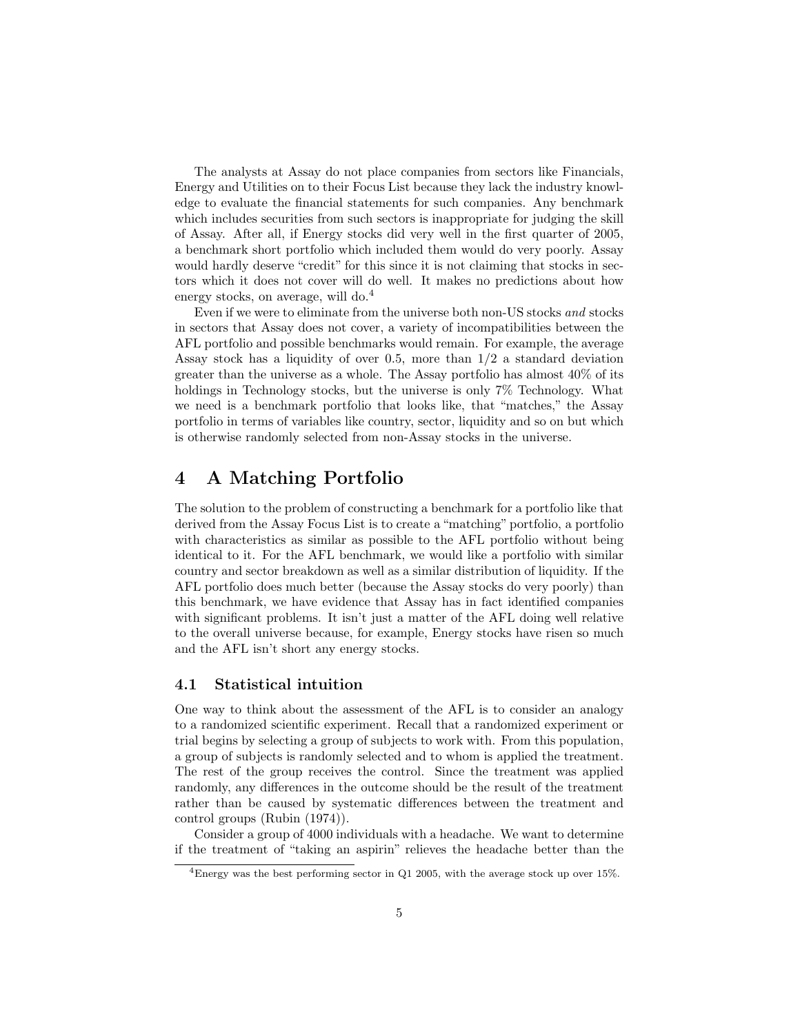The analysts at Assay do not place companies from sectors like Financials, Energy and Utilities on to their Focus List because they lack the industry knowledge to evaluate the financial statements for such companies. Any benchmark which includes securities from such sectors is inappropriate for judging the skill of Assay. After all, if Energy stocks did very well in the first quarter of 2005, a benchmark short portfolio which included them would do very poorly. Assay would hardly deserve "credit" for this since it is not claiming that stocks in sectors which it does not cover will do well. It makes no predictions about how energy stocks, on average, will do.[4]

Even if we were to eliminate from the universe both non-US stocks *and* stocks in sectors that Assay does not cover, a variety of incompatibilities between the AFL portfolio and possible benchmarks would remain. For example, the average Assay stock has a liquidity of over 0.5, more than 1/2 a standard deviation greater than the universe as a whole. The Assay portfolio has almost 40% of its holdings in Technology stocks, but the universe is only 7% Technology. What we need is a benchmark portfolio that looks like, that "matches," the Assay portfolio in terms of variables like country, sector, liquidity and so on but which is otherwise randomly selected from non-Assay stocks in the universe.

# 4 A Matching Portfolio

The solution to the problem of constructing a benchmark for a portfolio like that derived from the Assay Focus List is to create a "matching" portfolio, a portfolio with characteristics as similar as possible to the AFL portfolio without being identical to it. For the AFL benchmark, we would like a portfolio with similar country and sector breakdown as well as a similar distribution of liquidity. If the AFL portfolio does much better (because the Assay stocks do very poorly) than this benchmark, we have evidence that Assay has in fact identified companies with significant problems. It isn't just a matter of the AFL doing well relative to the overall universe because, for example, Energy stocks have risen so much and the AFL isn't short any energy stocks.

## 4.1 Statistical intuition

One way to think about the assessment of the AFL is to consider an analogy to a randomized scientific experiment. Recall that a randomized experiment or trial begins by selecting a group of subjects to work with. From this population, a group of subjects is randomly selected and to whom is applied the treatment. The rest of the group receives the control. Since the treatment was applied randomly, any differences in the outcome should be the result of the treatment rather than be caused by systematic differences between the treatment and control groups (Rubin (1974)).

Consider a group of 4000 individuals with a headache. We want to determine if the treatment of "taking an aspirin" relieves the headache better than the

[4] Energy was the best performing sector in Q1 2005, with the average stock up over 15%.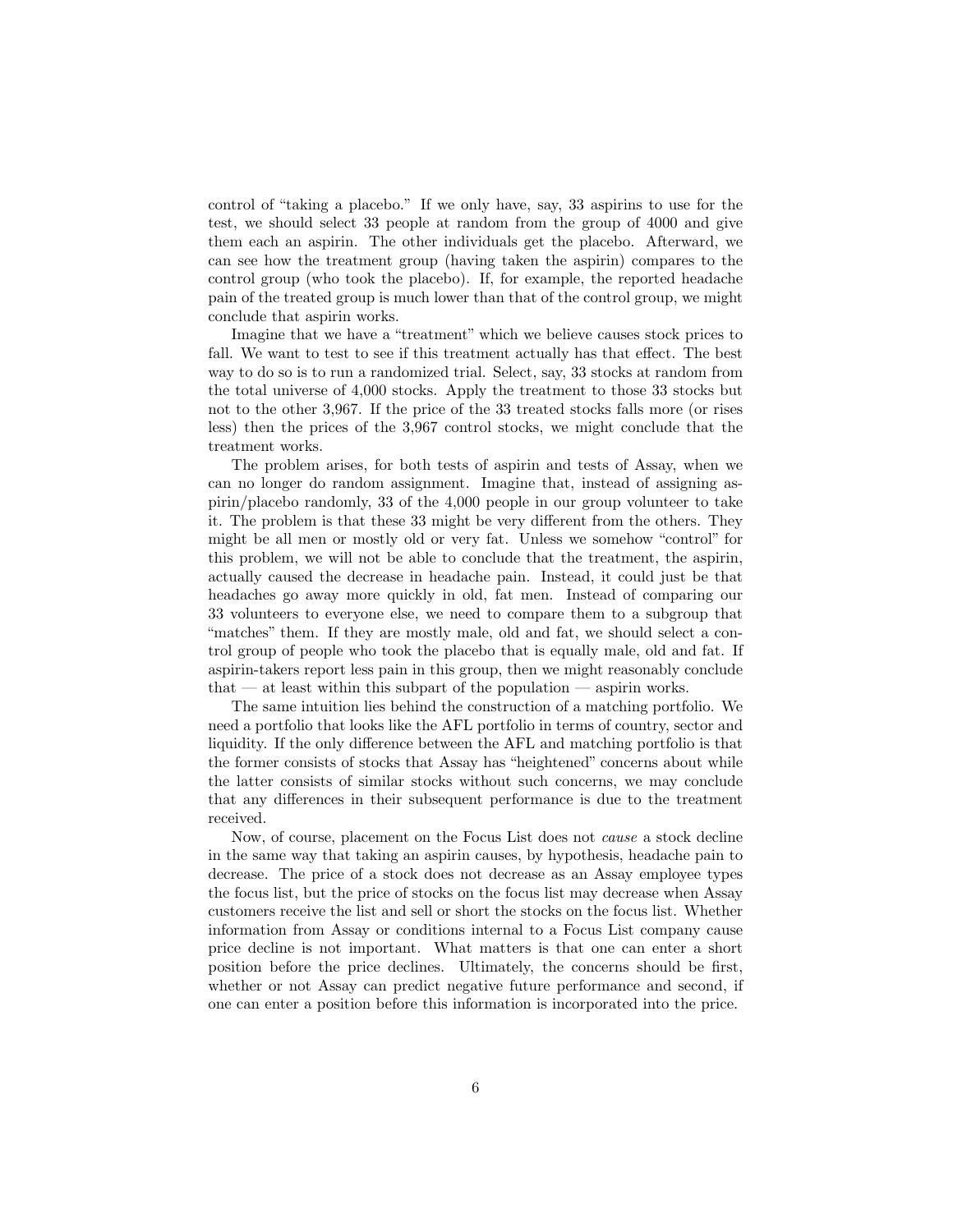control of "taking a placebo." If we only have, say, 33 aspirins to use for the test, we should select 33 people at random from the group of 4000 and give them each an aspirin. The other individuals get the placebo. Afterward, we can see how the treatment group (having taken the aspirin) compares to the control group (who took the placebo). If, for example, the reported headache pain of the treated group is much lower than that of the control group, we might conclude that aspirin works.

Imagine that we have a "treatment" which we believe causes stock prices to fall. We want to test to see if this treatment actually has that effect. The best way to do so is to run a randomized trial. Select, say, 33 stocks at random from the total universe of 4,000 stocks. Apply the treatment to those 33 stocks but not to the other 3,967. If the price of the 33 treated stocks falls more (or rises less) then the prices of the 3,967 control stocks, we might conclude that the treatment works.

The problem arises, for both tests of aspirin and tests of Assay, when we can no longer do random assignment. Imagine that, instead of assigning aspirin/placebo randomly, 33 of the 4,000 people in our group volunteer to take it. The problem is that these 33 might be very different from the others. They might be all men or mostly old or very fat. Unless we somehow "control" for this problem, we will not be able to conclude that the treatment, the aspirin, actually caused the decrease in headache pain. Instead, it could just be that headaches go away more quickly in old, fat men. Instead of comparing our 33 volunteers to everyone else, we need to compare them to a subgroup that "matches" them. If they are mostly male, old and fat, we should select a control group of people who took the placebo that is equally male, old and fat. If aspirin-takers report less pain in this group, then we might reasonably conclude that — at least within this subpart of the population — aspirin works.

The same intuition lies behind the construction of a matching portfolio. We need a portfolio that looks like the AFL portfolio in terms of country, sector and liquidity. If the only difference between the AFL and matching portfolio is that the former consists of stocks that Assay has "heightened" concerns about while the latter consists of similar stocks without such concerns, we may conclude that any differences in their subsequent performance is due to the treatment received.

Now, of course, placement on the Focus List does not *cause* a stock decline in the same way that taking an aspirin causes, by hypothesis, headache pain to decrease. The price of a stock does not decrease as an Assay employee types the focus list, but the price of stocks on the focus list may decrease when Assay customers receive the list and sell or short the stocks on the focus list. Whether information from Assay or conditions internal to a Focus List company cause price decline is not important. What matters is that one can enter a short position before the price declines. Ultimately, the concerns should be first, whether or not Assay can predict negative future performance and second, if one can enter a position before this information is incorporated into the price.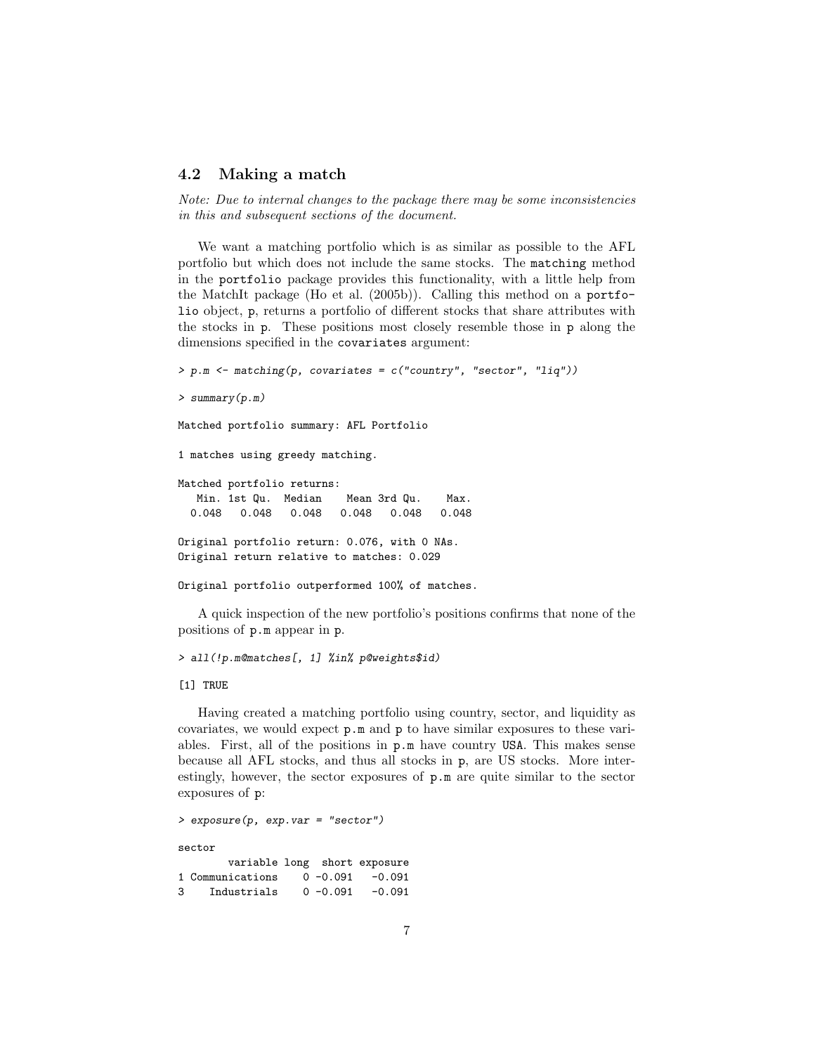## 4.2 Making a match

*Note: Due to internal changes to the package there may be some inconsistencies in this and subsequent sections of the document.*

We want a matching portfolio which is as similar as possible to the AFL portfolio but which does not include the same stocks. The `matching` method in the `portfolio` package provides this functionality, with a little help from the MatchIt package (Ho et al. (2005b)). Calling this method on a `portfolio` object, `p`, returns a portfolio of different stocks that share attributes with the stocks in `p`. These positions most closely resemble those in `p` along the dimensions specified in the `covariates` argument:

```
> p.m <- matching(p, covariates = c("country", "sector", "liq"))

> summary(p.m)

Matched portfolio summary: AFL Portfolio

1 matches using greedy matching.

Matched portfolio returns:
   Min. 1st Qu.  Median    Mean 3rd Qu.    Max.
  0.048   0.048   0.048   0.048   0.048   0.048

Original portfolio return: 0.076, with 0 NAs.
Original return relative to matches: 0.029

Original portfolio outperformed 100% of matches.
```

A quick inspection of the new portfolio's positions confirms that none of the positions of `p.m` appear in `p`.

```
> all(!p.m@matches[, 1] %in% p@weights$id)

[1] TRUE
```

Having created a matching portfolio using country, sector, and liquidity as covariates, we would expect `p.m` and `p` to have similar exposures to these variables. First, all of the positions in `p.m` have country `USA`. This makes sense because all AFL stocks, and thus all stocks in `p`, are US stocks. More interestingly, however, the sector exposures of `p.m` are quite similar to the sector exposures of `p`:

```
> exposure(p, exp.var = "sector")

sector
        variable long  short exposure
1 Communications    0 -0.091   -0.091
3    Industrials    0 -0.091   -0.091
```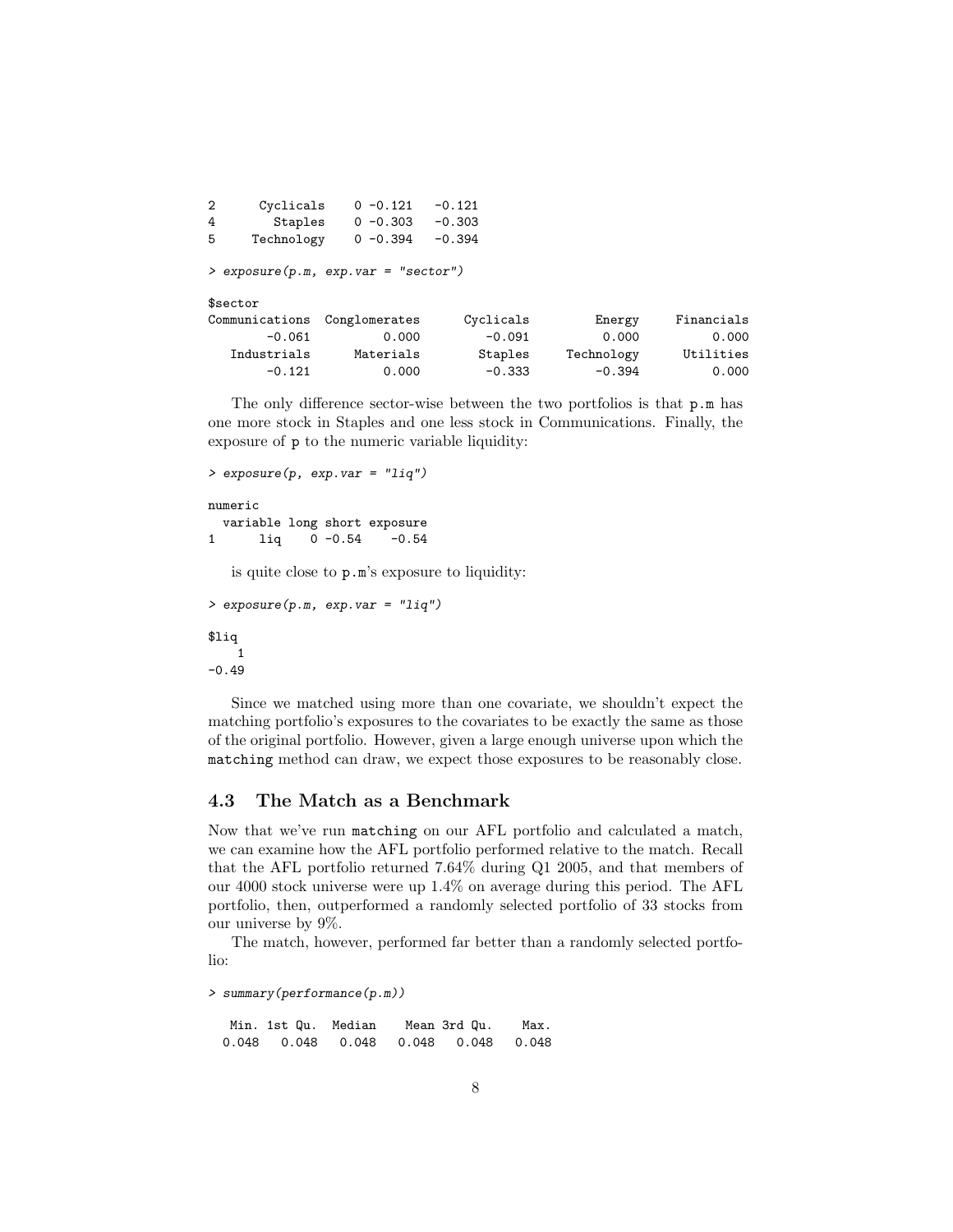```
2      Cyclicals    0 -0.121   -0.121
4        Staples    0 -0.303   -0.303
5     Technology    0 -0.394   -0.394
```

```
> exposure(p.m, exp.var = "sector")

$sector
Communications  Conglomerates      Cyclicals         Energy     Financials
        -0.061          0.000         -0.091          0.000          0.000
   Industrials      Materials        Staples     Technology      Utilities
        -0.121          0.000         -0.333         -0.394          0.000
```

The only difference sector-wise between the two portfolios is that `p.m` has one more stock in Staples and one less stock in Communications. Finally, the exposure of `p` to the numeric variable liquidity:

```
> exposure(p, exp.var = "liq")

numeric
  variable long short exposure
1      liq    0 -0.54    -0.54
```

is quite close to `p.m`'s exposure to liquidity:

```
> exposure(p.m, exp.var = "liq")

$liq
    1
-0.49
```

Since we matched using more than one covariate, we shouldn't expect the matching portfolio's exposures to the covariates to be exactly the same as those of the original portfolio. However, given a large enough universe upon which the `matching` method can draw, we expect those exposures to be reasonably close.

## 4.3 The Match as a Benchmark

Now that we've run `matching` on our AFL portfolio and calculated a match, we can examine how the AFL portfolio performed relative to the match. Recall that the AFL portfolio returned 7.64% during Q1 2005, and that members of our 4000 stock universe were up 1.4% on average during this period. The AFL portfolio, then, outperformed a randomly selected portfolio of 33 stocks from our universe by 9%.

The match, however, performed far better than a randomly selected portfolio:

```
> summary(performance(p.m))

   Min. 1st Qu.  Median    Mean 3rd Qu.    Max.
  0.048   0.048   0.048   0.048   0.048   0.048
```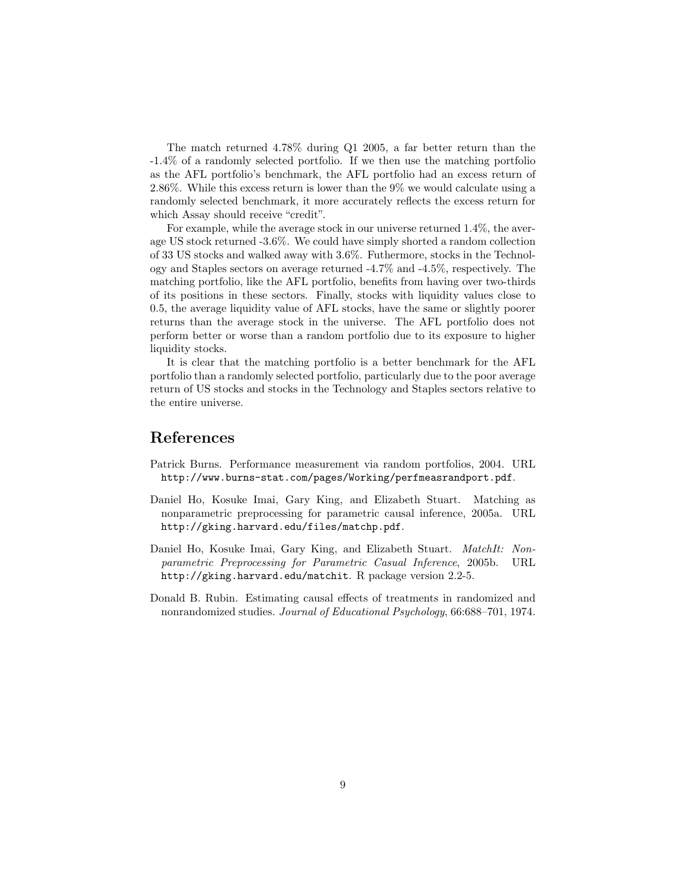The match returned 4.78% during Q1 2005, a far better return than the -1.4% of a randomly selected portfolio. If we then use the matching portfolio as the AFL portfolio's benchmark, the AFL portfolio had an excess return of 2.86%. While this excess return is lower than the 9% we would calculate using a randomly selected benchmark, it more accurately reflects the excess return for which Assay should receive "credit".

For example, while the average stock in our universe returned 1.4%, the average US stock returned -3.6%. We could have simply shorted a random collection of 33 US stocks and walked away with 3.6%. Futhermore, stocks in the Technology and Staples sectors on average returned -4.7% and -4.5%, respectively. The matching portfolio, like the AFL portfolio, benefits from having over two-thirds of its positions in these sectors. Finally, stocks with liquidity values close to 0.5, the average liquidity value of AFL stocks, have the same or slightly poorer returns than the average stock in the universe. The AFL portfolio does not perform better or worse than a random portfolio due to its exposure to higher liquidity stocks.

It is clear that the matching portfolio is a better benchmark for the AFL portfolio than a randomly selected portfolio, particularly due to the poor average return of US stocks and stocks in the Technology and Staples sectors relative to the entire universe.

## References

Patrick Burns. Performance measurement via random portfolios, 2004. URL `http://www.burns-stat.com/pages/Working/perfmeasrandport.pdf`.

Daniel Ho, Kosuke Imai, Gary King, and Elizabeth Stuart. Matching as nonparametric preprocessing for parametric causal inference, 2005a. URL `http://gking.harvard.edu/files/matchp.pdf`.

Daniel Ho, Kosuke Imai, Gary King, and Elizabeth Stuart. *MatchIt: Nonparametric Preprocessing for Parametric Casual Inference*, 2005b. URL `http://gking.harvard.edu/matchit`. R package version 2.2-5.

Donald B. Rubin. Estimating causal effects of treatments in randomized and nonrandomized studies. *Journal of Educational Psychology*, 66:688–701, 1974.